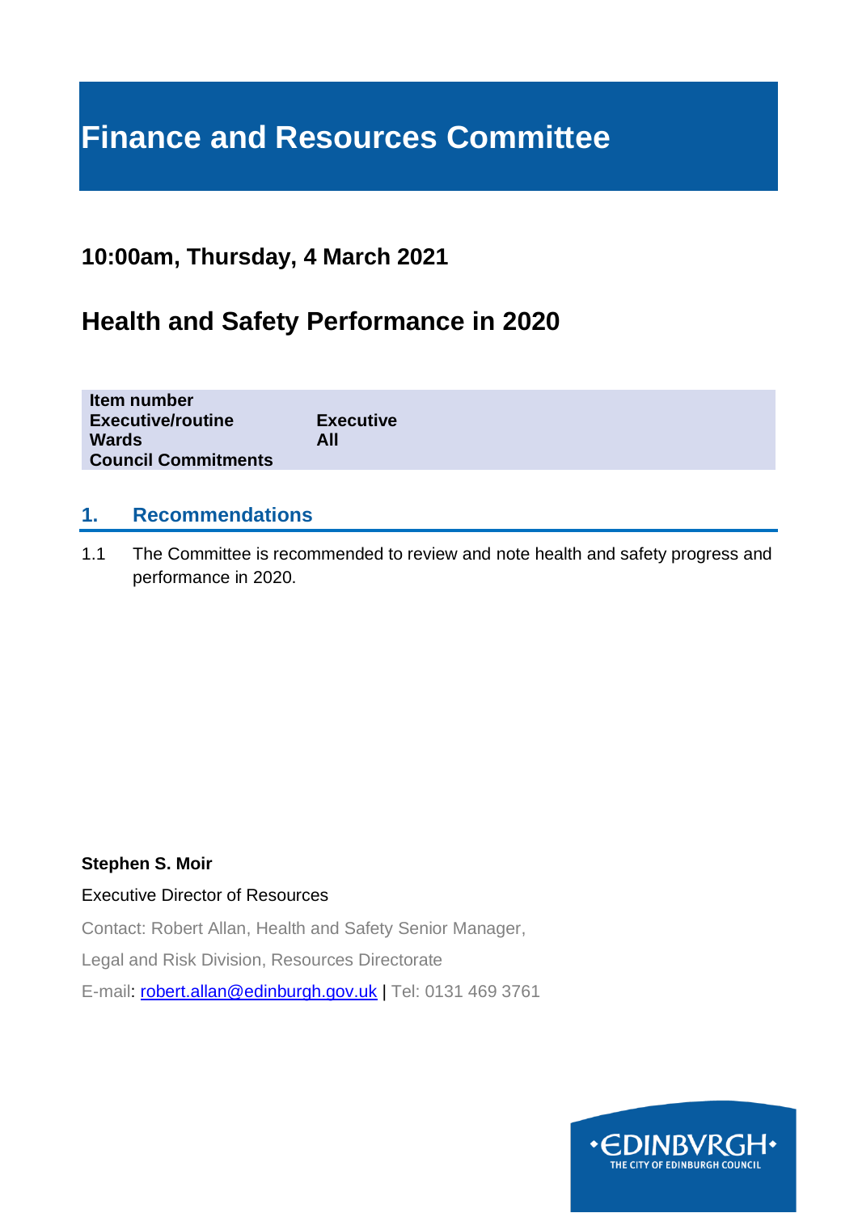# Finance and Resources Committee

## 10:00am, Thursday, 4 March 2021

## Health and Safety Performance in 2020

| | |
|---|---|
| **Item number** | |
| **Executive/routine** | **Executive** |
| **Wards** | **All** |
| **Council Commitments** | |

### 1. Recommendations

1.1 The Committee is recommended to review and note health and safety progress and performance in 2020.

**Stephen S. Moir**

Executive Director of Resources

Contact: Robert Allan, Health and Safety Senior Manager,

Legal and Risk Division, Resources Directorate

E-mail: robert.allan@edinburgh.gov.uk | Tel: 0131 469 3761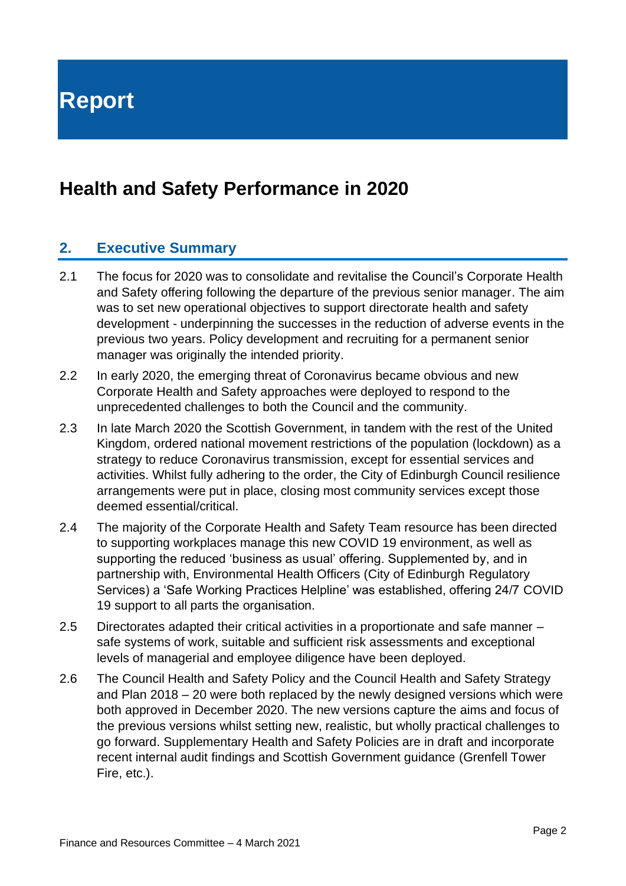# Report

## Health and Safety Performance in 2020

### 2. Executive Summary

2.1 The focus for 2020 was to consolidate and revitalise the Council's Corporate Health and Safety offering following the departure of the previous senior manager. The aim was to set new operational objectives to support directorate health and safety development - underpinning the successes in the reduction of adverse events in the previous two years. Policy development and recruiting for a permanent senior manager was originally the intended priority.

2.2 In early 2020, the emerging threat of Coronavirus became obvious and new Corporate Health and Safety approaches were deployed to respond to the unprecedented challenges to both the Council and the community.

2.3 In late March 2020 the Scottish Government, in tandem with the rest of the United Kingdom, ordered national movement restrictions of the population (lockdown) as a strategy to reduce Coronavirus transmission, except for essential services and activities. Whilst fully adhering to the order, the City of Edinburgh Council resilience arrangements were put in place, closing most community services except those deemed essential/critical.

2.4 The majority of the Corporate Health and Safety Team resource has been directed to supporting workplaces manage this new COVID 19 environment, as well as supporting the reduced 'business as usual' offering. Supplemented by, and in partnership with, Environmental Health Officers (City of Edinburgh Regulatory Services) a 'Safe Working Practices Helpline' was established, offering 24/7 COVID 19 support to all parts the organisation.

2.5 Directorates adapted their critical activities in a proportionate and safe manner – safe systems of work, suitable and sufficient risk assessments and exceptional levels of managerial and employee diligence have been deployed.

2.6 The Council Health and Safety Policy and the Council Health and Safety Strategy and Plan 2018 – 20 were both replaced by the newly designed versions which were both approved in December 2020. The new versions capture the aims and focus of the previous versions whilst setting new, realistic, but wholly practical challenges to go forward. Supplementary Health and Safety Policies are in draft and incorporate recent internal audit findings and Scottish Government guidance (Grenfell Tower Fire, etc.).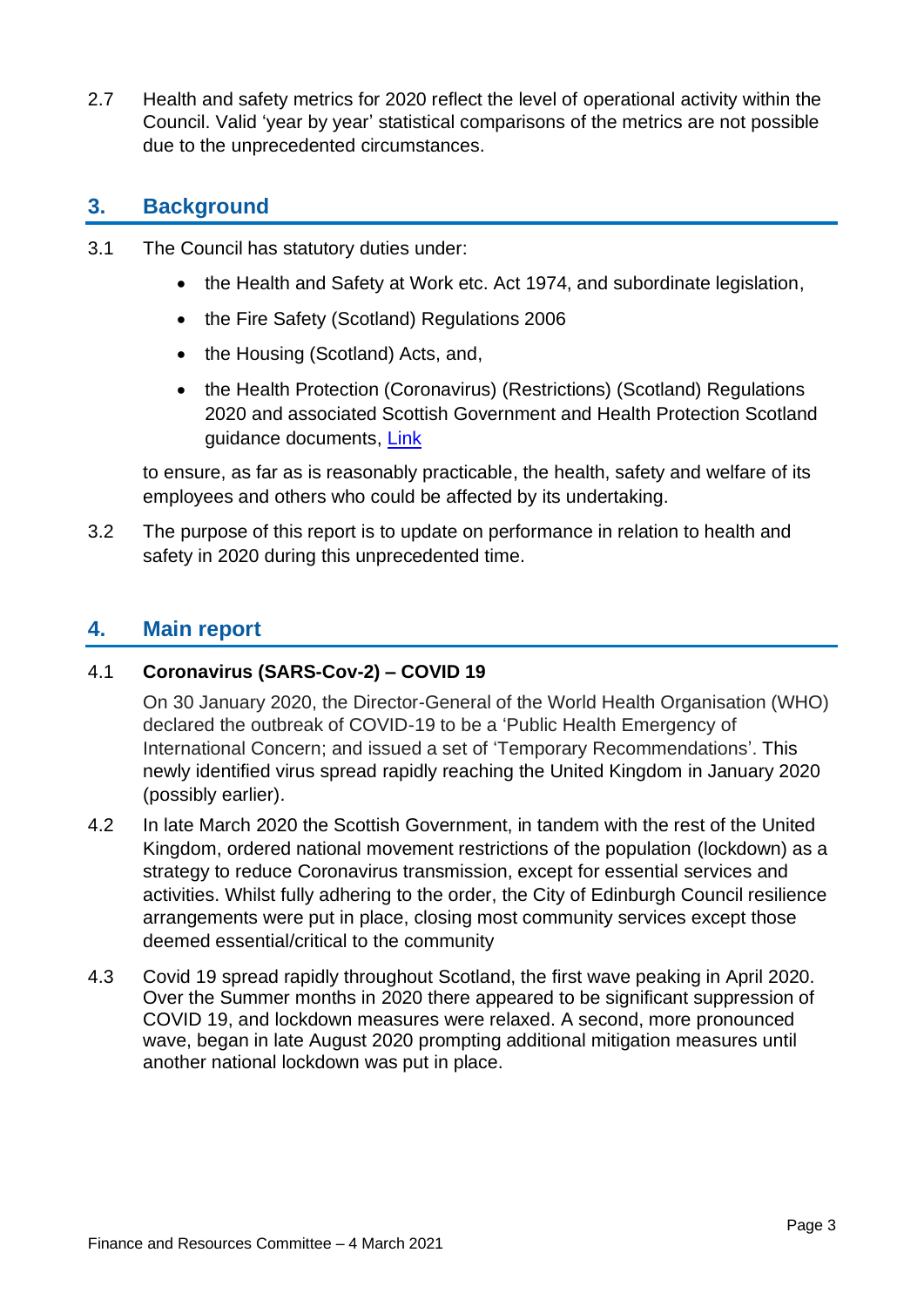2.7 Health and safety metrics for 2020 reflect the level of operational activity within the Council. Valid 'year by year' statistical comparisons of the metrics are not possible due to the unprecedented circumstances.

## 3. Background

3.1 The Council has statutory duties under:

- the Health and Safety at Work etc. Act 1974, and subordinate legislation,
- the Fire Safety (Scotland) Regulations 2006
- the Housing (Scotland) Acts, and,
- the Health Protection (Coronavirus) (Restrictions) (Scotland) Regulations 2020 and associated Scottish Government and Health Protection Scotland guidance documents, Link

to ensure, as far as is reasonably practicable, the health, safety and welfare of its employees and others who could be affected by its undertaking.

3.2 The purpose of this report is to update on performance in relation to health and safety in 2020 during this unprecedented time.

## 4. Main report

4.1 **Coronavirus (SARS-Cov-2) – COVID 19**

On 30 January 2020, the Director-General of the World Health Organisation (WHO) declared the outbreak of COVID-19 to be a 'Public Health Emergency of International Concern; and issued a set of 'Temporary Recommendations'. This newly identified virus spread rapidly reaching the United Kingdom in January 2020 (possibly earlier).

4.2 In late March 2020 the Scottish Government, in tandem with the rest of the United Kingdom, ordered national movement restrictions of the population (lockdown) as a strategy to reduce Coronavirus transmission, except for essential services and activities. Whilst fully adhering to the order, the City of Edinburgh Council resilience arrangements were put in place, closing most community services except those deemed essential/critical to the community

4.3 Covid 19 spread rapidly throughout Scotland, the first wave peaking in April 2020. Over the Summer months in 2020 there appeared to be significant suppression of COVID 19, and lockdown measures were relaxed. A second, more pronounced wave, began in late August 2020 prompting additional mitigation measures until another national lockdown was put in place.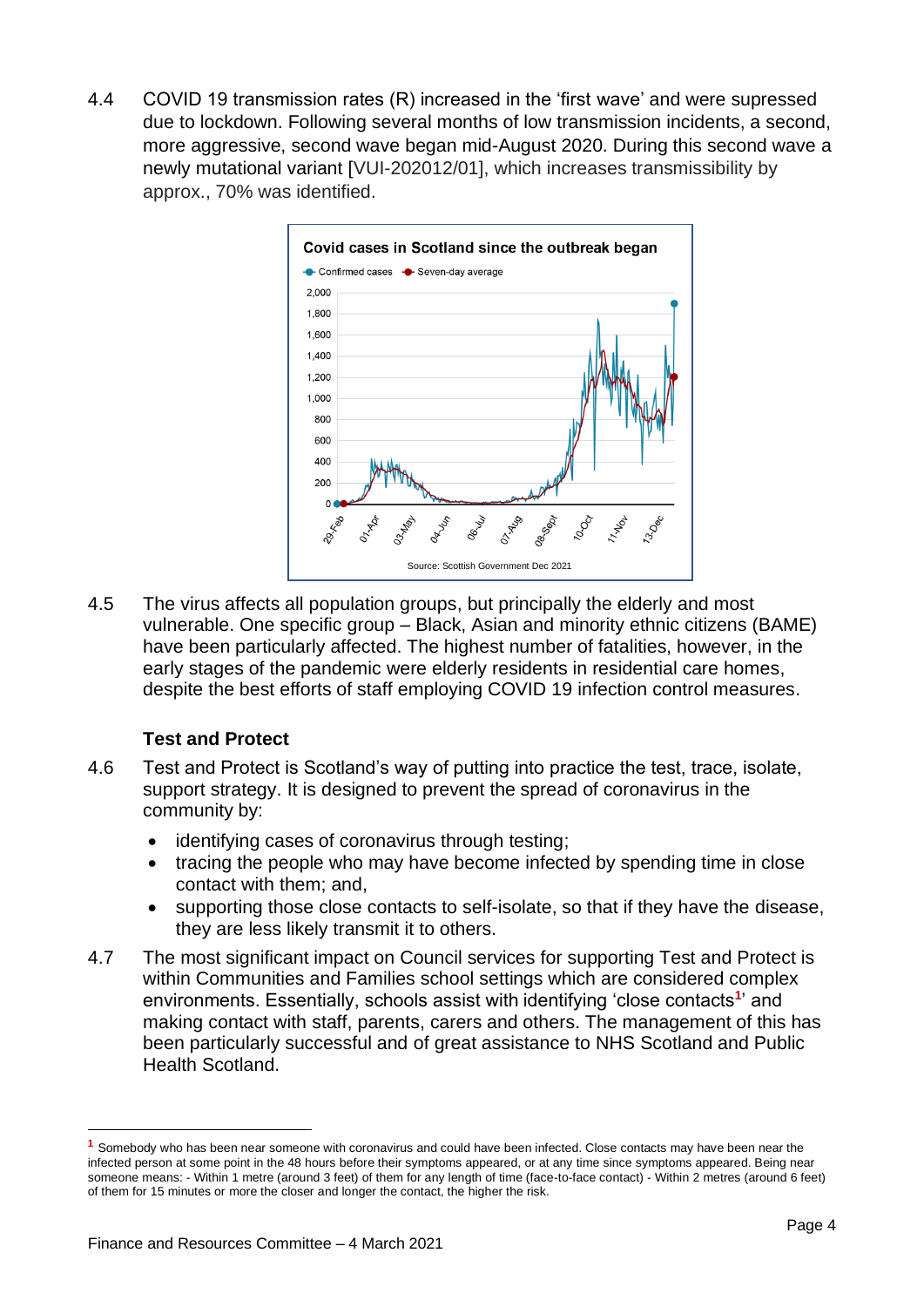4.4 COVID 19 transmission rates (R) increased in the 'first wave' and were supressed due to lockdown. Following several months of low transmission incidents, a second, more aggressive, second wave began mid-August 2020. During this second wave a newly mutational variant [VUI-202012/01], which increases transmissibility by approx., 70% was identified.

Covid cases in Scotland since the outbreak began

Source: Scottish Government Dec 2021

4.5 The virus affects all population groups, but principally the elderly and most vulnerable. One specific group – Black, Asian and minority ethnic citizens (BAME) have been particularly affected. The highest number of fatalities, however, in the early stages of the pandemic were elderly residents in residential care homes, despite the best efforts of staff employing COVID 19 infection control measures.

### Test and Protect

4.6 Test and Protect is Scotland's way of putting into practice the test, trace, isolate, support strategy. It is designed to prevent the spread of coronavirus in the community by:

- identifying cases of coronavirus through testing;
- tracing the people who may have become infected by spending time in close contact with them; and,
- supporting those close contacts to self-isolate, so that if they have the disease, they are less likely transmit it to others.

4.7 The most significant impact on Council services for supporting Test and Protect is within Communities and Families school settings which are considered complex environments. Essentially, schools assist with identifying 'close contacts[1]' and making contact with staff, parents, carers and others. The management of this has been particularly successful and of great assistance to NHS Scotland and Public Health Scotland.

[1] Somebody who has been near someone with coronavirus and could have been infected. Close contacts may have been near the infected person at some point in the 48 hours before their symptoms appeared, or at any time since symptoms appeared. Being near someone means: - Within 1 metre (around 3 feet) of them for any length of time (face-to-face contact) - Within 2 metres (around 6 feet) of them for 15 minutes or more the closer and longer the contact, the higher the risk.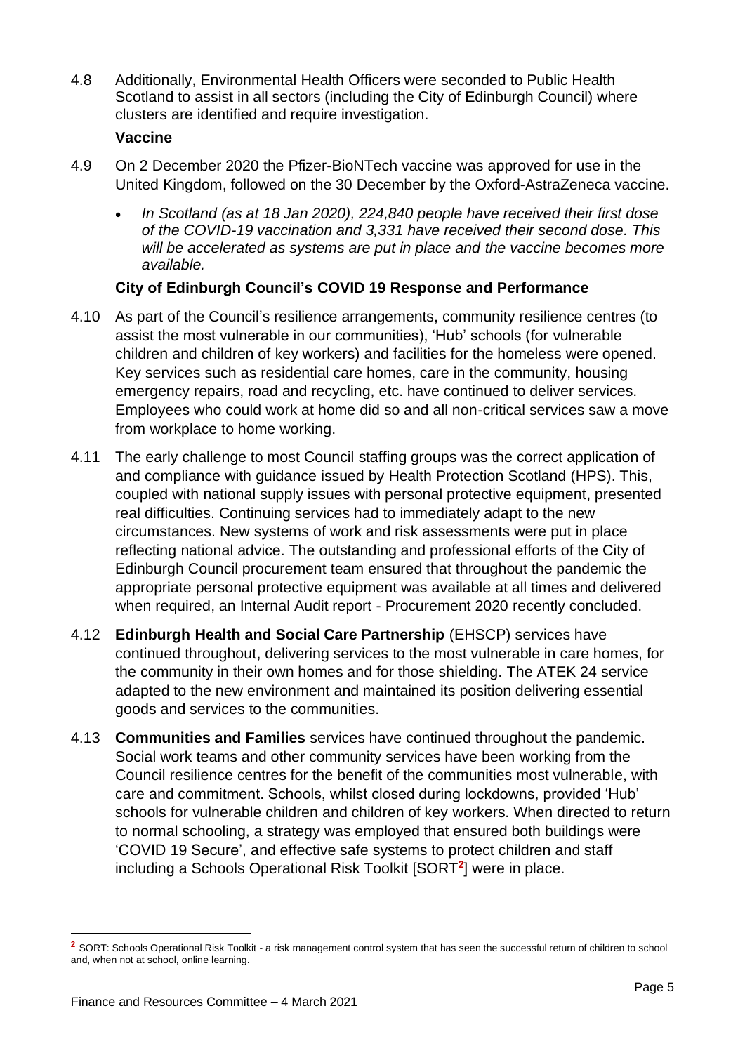4.8 Additionally, Environmental Health Officers were seconded to Public Health Scotland to assist in all sectors (including the City of Edinburgh Council) where clusters are identified and require investigation.

**Vaccine**

4.9 On 2 December 2020 the Pfizer-BioNTech vaccine was approved for use in the United Kingdom, followed on the 30 December by the Oxford-AstraZeneca vaccine.

- *In Scotland (as at 18 Jan 2020), 224,840 people have received their first dose of the COVID-19 vaccination and 3,331 have received their second dose. This will be accelerated as systems are put in place and the vaccine becomes more available.*

**City of Edinburgh Council's COVID 19 Response and Performance**

4.10 As part of the Council's resilience arrangements, community resilience centres (to assist the most vulnerable in our communities), 'Hub' schools (for vulnerable children and children of key workers) and facilities for the homeless were opened. Key services such as residential care homes, care in the community, housing emergency repairs, road and recycling, etc. have continued to deliver services. Employees who could work at home did so and all non-critical services saw a move from workplace to home working.

4.11 The early challenge to most Council staffing groups was the correct application of and compliance with guidance issued by Health Protection Scotland (HPS). This, coupled with national supply issues with personal protective equipment, presented real difficulties. Continuing services had to immediately adapt to the new circumstances. New systems of work and risk assessments were put in place reflecting national advice. The outstanding and professional efforts of the City of Edinburgh Council procurement team ensured that throughout the pandemic the appropriate personal protective equipment was available at all times and delivered when required, an Internal Audit report - Procurement 2020 recently concluded.

4.12 **Edinburgh Health and Social Care Partnership** (EHSCP) services have continued throughout, delivering services to the most vulnerable in care homes, for the community in their own homes and for those shielding. The ATEK 24 service adapted to the new environment and maintained its position delivering essential goods and services to the communities.

4.13 **Communities and Families** services have continued throughout the pandemic. Social work teams and other community services have been working from the Council resilience centres for the benefit of the communities most vulnerable, with care and commitment. Schools, whilst closed during lockdowns, provided 'Hub' schools for vulnerable children and children of key workers. When directed to return to normal schooling, a strategy was employed that ensured both buildings were 'COVID 19 Secure', and effective safe systems to protect children and staff including a Schools Operational Risk Toolkit [SORT[2]] were in place.

---

[2] SORT: Schools Operational Risk Toolkit - a risk management control system that has seen the successful return of children to school and, when not at school, online learning.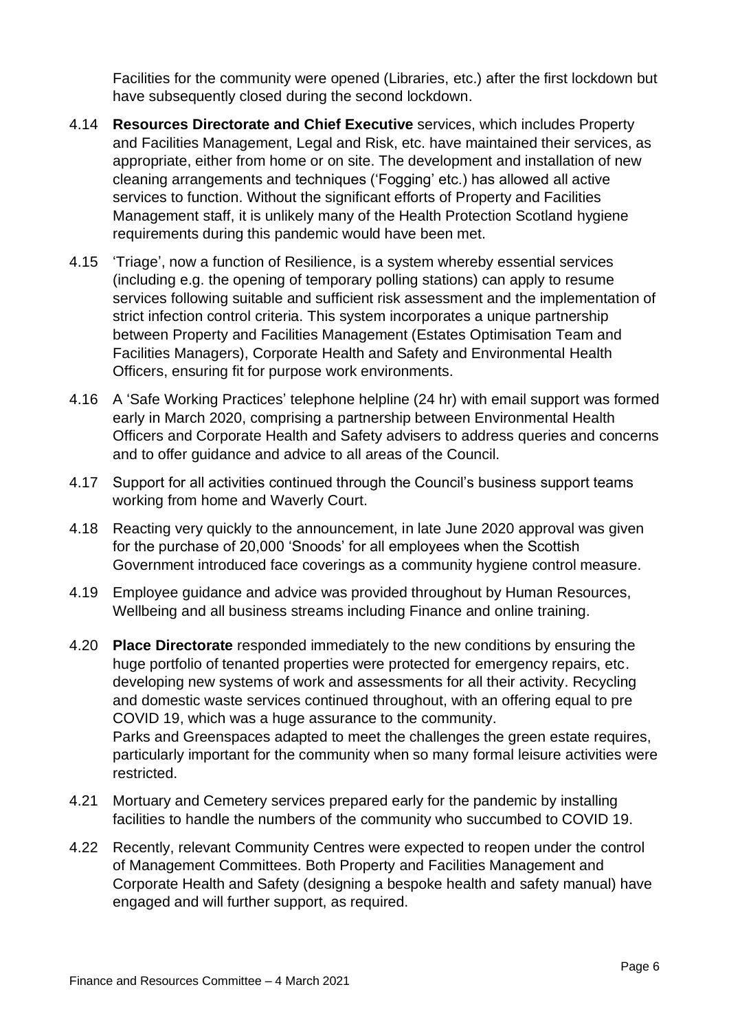Facilities for the community were opened (Libraries, etc.) after the first lockdown but have subsequently closed during the second lockdown.

4.14 **Resources Directorate and Chief Executive** services, which includes Property and Facilities Management, Legal and Risk, etc. have maintained their services, as appropriate, either from home or on site. The development and installation of new cleaning arrangements and techniques ('Fogging' etc.) has allowed all active services to function. Without the significant efforts of Property and Facilities Management staff, it is unlikely many of the Health Protection Scotland hygiene requirements during this pandemic would have been met.

4.15 'Triage', now a function of Resilience, is a system whereby essential services (including e.g. the opening of temporary polling stations) can apply to resume services following suitable and sufficient risk assessment and the implementation of strict infection control criteria. This system incorporates a unique partnership between Property and Facilities Management (Estates Optimisation Team and Facilities Managers), Corporate Health and Safety and Environmental Health Officers, ensuring fit for purpose work environments.

4.16 A 'Safe Working Practices' telephone helpline (24 hr) with email support was formed early in March 2020, comprising a partnership between Environmental Health Officers and Corporate Health and Safety advisers to address queries and concerns and to offer guidance and advice to all areas of the Council.

4.17 Support for all activities continued through the Council's business support teams working from home and Waverly Court.

4.18 Reacting very quickly to the announcement, in late June 2020 approval was given for the purchase of 20,000 'Snoods' for all employees when the Scottish Government introduced face coverings as a community hygiene control measure.

4.19 Employee guidance and advice was provided throughout by Human Resources, Wellbeing and all business streams including Finance and online training.

4.20 **Place Directorate** responded immediately to the new conditions by ensuring the huge portfolio of tenanted properties were protected for emergency repairs, etc. developing new systems of work and assessments for all their activity. Recycling and domestic waste services continued throughout, with an offering equal to pre COVID 19, which was a huge assurance to the community.
Parks and Greenspaces adapted to meet the challenges the green estate requires, particularly important for the community when so many formal leisure activities were restricted.

4.21 Mortuary and Cemetery services prepared early for the pandemic by installing facilities to handle the numbers of the community who succumbed to COVID 19.

4.22 Recently, relevant Community Centres were expected to reopen under the control of Management Committees. Both Property and Facilities Management and Corporate Health and Safety (designing a bespoke health and safety manual) have engaged and will further support, as required.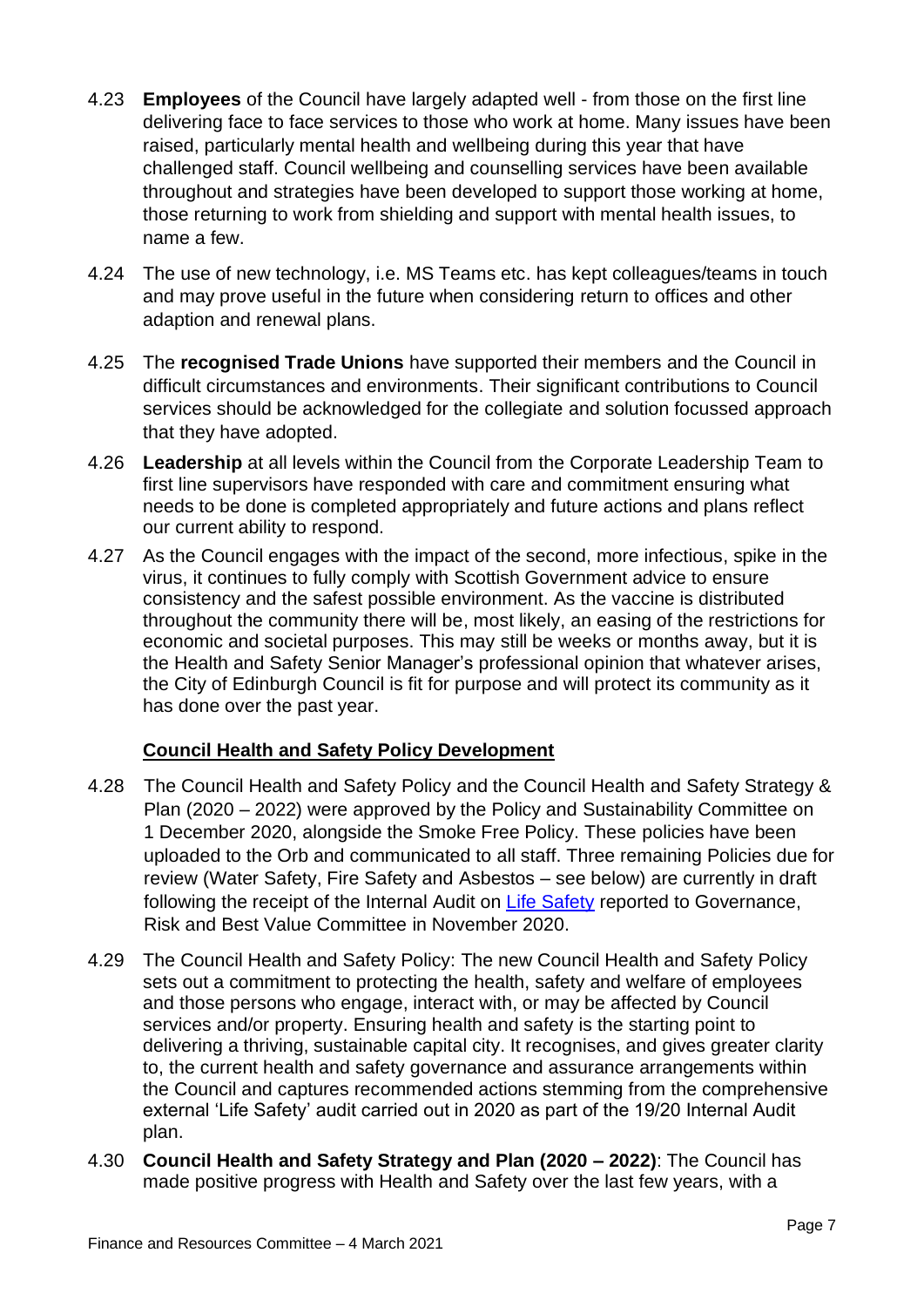4.23 **Employees** of the Council have largely adapted well - from those on the first line delivering face to face services to those who work at home. Many issues have been raised, particularly mental health and wellbeing during this year that have challenged staff. Council wellbeing and counselling services have been available throughout and strategies have been developed to support those working at home, those returning to work from shielding and support with mental health issues, to name a few.

4.24 The use of new technology, i.e. MS Teams etc. has kept colleagues/teams in touch and may prove useful in the future when considering return to offices and other adaption and renewal plans.

4.25 The **recognised Trade Unions** have supported their members and the Council in difficult circumstances and environments. Their significant contributions to Council services should be acknowledged for the collegiate and solution focussed approach that they have adopted.

4.26 **Leadership** at all levels within the Council from the Corporate Leadership Team to first line supervisors have responded with care and commitment ensuring what needs to be done is completed appropriately and future actions and plans reflect our current ability to respond.

4.27 As the Council engages with the impact of the second, more infectious, spike in the virus, it continues to fully comply with Scottish Government advice to ensure consistency and the safest possible environment. As the vaccine is distributed throughout the community there will be, most likely, an easing of the restrictions for economic and societal purposes. This may still be weeks or months away, but it is the Health and Safety Senior Manager's professional opinion that whatever arises, the City of Edinburgh Council is fit for purpose and will protect its community as it has done over the past year.

## Council Health and Safety Policy Development

4.28 The Council Health and Safety Policy and the Council Health and Safety Strategy & Plan (2020 – 2022) were approved by the Policy and Sustainability Committee on 1 December 2020, alongside the Smoke Free Policy. These policies have been uploaded to the Orb and communicated to all staff. Three remaining Policies due for review (Water Safety, Fire Safety and Asbestos – see below) are currently in draft following the receipt of the Internal Audit on Life Safety reported to Governance, Risk and Best Value Committee in November 2020.

4.29 The Council Health and Safety Policy: The new Council Health and Safety Policy sets out a commitment to protecting the health, safety and welfare of employees and those persons who engage, interact with, or may be affected by Council services and/or property. Ensuring health and safety is the starting point to delivering a thriving, sustainable capital city. It recognises, and gives greater clarity to, the current health and safety governance and assurance arrangements within the Council and captures recommended actions stemming from the comprehensive external 'Life Safety' audit carried out in 2020 as part of the 19/20 Internal Audit plan.

4.30 **Council Health and Safety Strategy and Plan (2020 – 2022)**: The Council has made positive progress with Health and Safety over the last few years, with a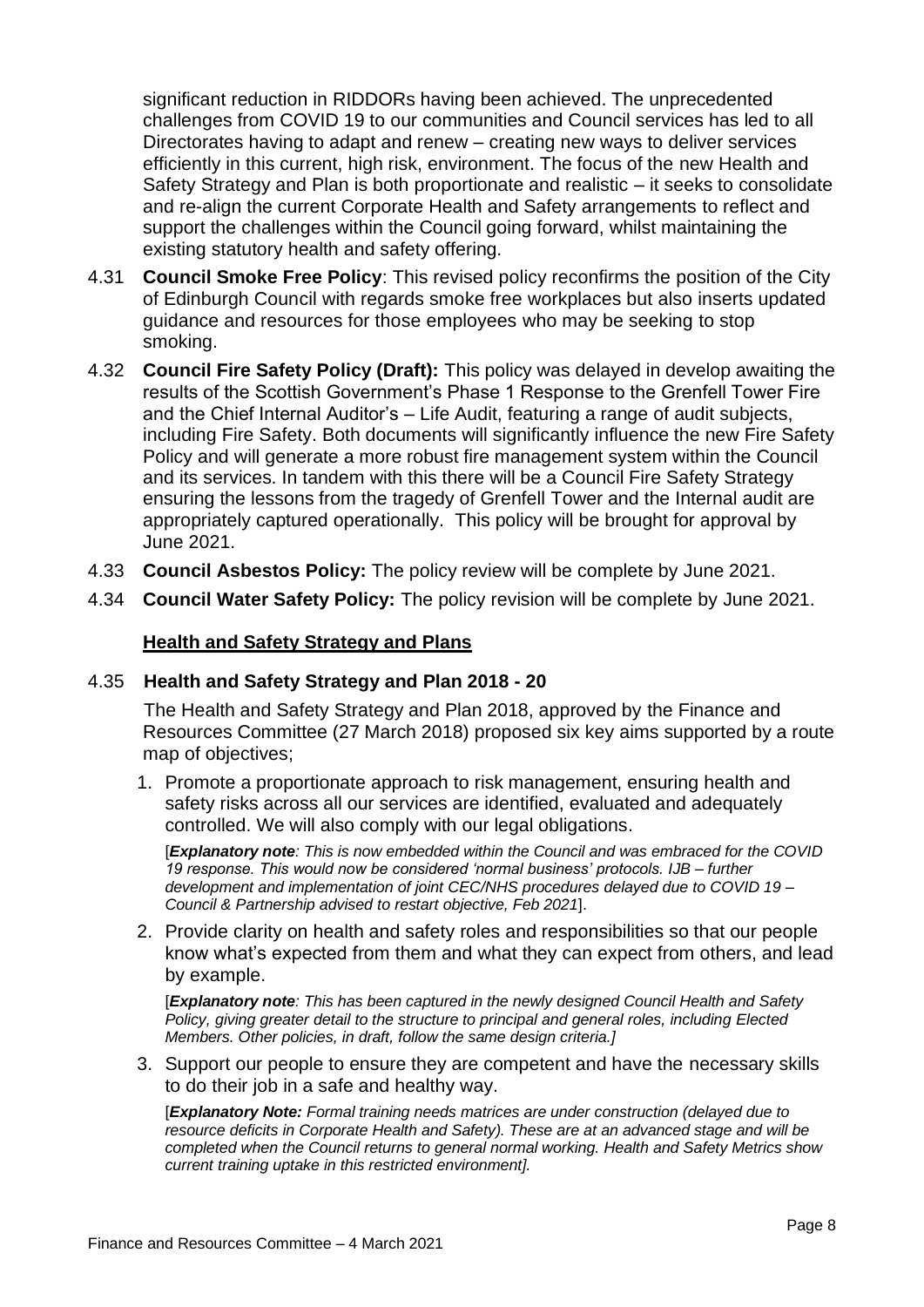significant reduction in RIDDORs having been achieved. The unprecedented challenges from COVID 19 to our communities and Council services has led to all Directorates having to adapt and renew – creating new ways to deliver services efficiently in this current, high risk, environment. The focus of the new Health and Safety Strategy and Plan is both proportionate and realistic – it seeks to consolidate and re-align the current Corporate Health and Safety arrangements to reflect and support the challenges within the Council going forward, whilst maintaining the existing statutory health and safety offering.

4.31 **Council Smoke Free Policy**: This revised policy reconfirms the position of the City of Edinburgh Council with regards smoke free workplaces but also inserts updated guidance and resources for those employees who may be seeking to stop smoking.

4.32 **Council Fire Safety Policy (Draft):** This policy was delayed in develop awaiting the results of the Scottish Government's Phase 1 Response to the Grenfell Tower Fire and the Chief Internal Auditor's – Life Audit, featuring a range of audit subjects, including Fire Safety. Both documents will significantly influence the new Fire Safety Policy and will generate a more robust fire management system within the Council and its services. In tandem with this there will be a Council Fire Safety Strategy ensuring the lessons from the tragedy of Grenfell Tower and the Internal audit are appropriately captured operationally. This policy will be brought for approval by June 2021.

4.33 **Council Asbestos Policy:** The policy review will be complete by June 2021.

4.34 **Council Water Safety Policy:** The policy revision will be complete by June 2021.

**Health and Safety Strategy and Plans**

4.35 **Health and Safety Strategy and Plan 2018 - 20**

The Health and Safety Strategy and Plan 2018, approved by the Finance and Resources Committee (27 March 2018) proposed six key aims supported by a route map of objectives;

1. Promote a proportionate approach to risk management, ensuring health and safety risks across all our services are identified, evaluated and adequately controlled. We will also comply with our legal obligations.

   [***Explanatory note****: This is now embedded within the Council and was embraced for the COVID 19 response. This would now be considered 'normal business' protocols. IJB – further development and implementation of joint CEC/NHS procedures delayed due to COVID 19 – Council & Partnership advised to restart objective, Feb 2021*].

2. Provide clarity on health and safety roles and responsibilities so that our people know what's expected from them and what they can expect from others, and lead by example.

   [***Explanatory note****: This has been captured in the newly designed Council Health and Safety Policy, giving greater detail to the structure to principal and general roles, including Elected Members. Other policies, in draft, follow the same design criteria.]*

3. Support our people to ensure they are competent and have the necessary skills to do their job in a safe and healthy way.

   [***Explanatory Note:*** *Formal training needs matrices are under construction (delayed due to resource deficits in Corporate Health and Safety). These are at an advanced stage and will be completed when the Council returns to general normal working. Health and Safety Metrics show current training uptake in this restricted environment].*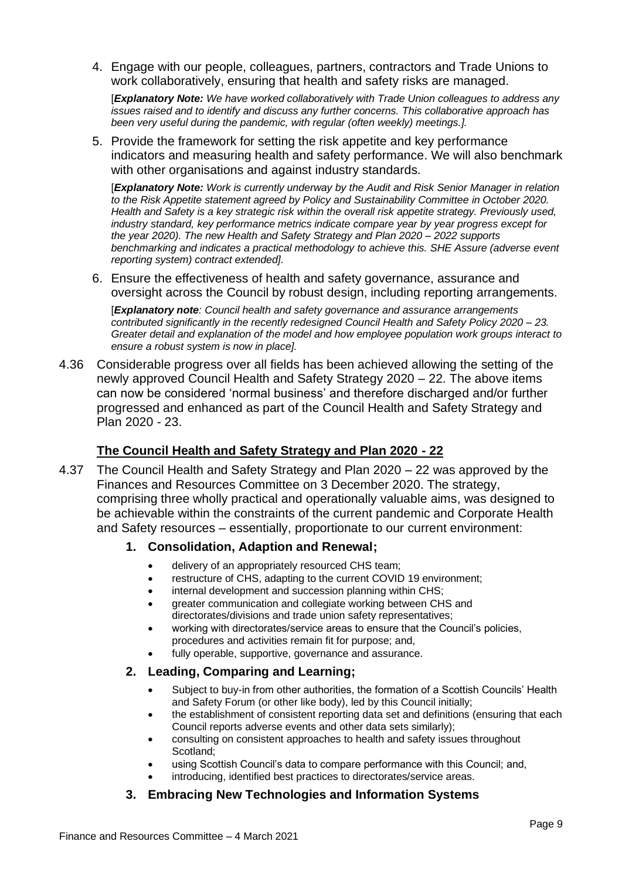4. Engage with our people, colleagues, partners, contractors and Trade Unions to work collaboratively, ensuring that health and safety risks are managed.

   [***Explanatory Note:*** *We have worked collaboratively with Trade Union colleagues to address any issues raised and to identify and discuss any further concerns. This collaborative approach has been very useful during the pandemic, with regular (often weekly) meetings.].*

5. Provide the framework for setting the risk appetite and key performance indicators and measuring health and safety performance. We will also benchmark with other organisations and against industry standards.

   [***Explanatory Note:*** *Work is currently underway by the Audit and Risk Senior Manager in relation to the Risk Appetite statement agreed by Policy and Sustainability Committee in October 2020. Health and Safety is a key strategic risk within the overall risk appetite strategy. Previously used, industry standard, key performance metrics indicate compare year by year progress except for the year 2020). The new Health and Safety Strategy and Plan 2020 – 2022 supports benchmarking and indicates a practical methodology to achieve this. SHE Assure (adverse event reporting system) contract extended].*

6. Ensure the effectiveness of health and safety governance, assurance and oversight across the Council by robust design, including reporting arrangements.

   [***Explanatory note****: Council health and safety governance and assurance arrangements contributed significantly in the recently redesigned Council Health and Safety Policy 2020 – 23. Greater detail and explanation of the model and how employee population work groups interact to ensure a robust system is now in place].*

4.36 Considerable progress over all fields has been achieved allowing the setting of the newly approved Council Health and Safety Strategy 2020 – 22. The above items can now be considered 'normal business' and therefore discharged and/or further progressed and enhanced as part of the Council Health and Safety Strategy and Plan 2020 - 23.

### The Council Health and Safety Strategy and Plan 2020 - 22

4.37 The Council Health and Safety Strategy and Plan 2020 – 22 was approved by the Finances and Resources Committee on 3 December 2020. The strategy, comprising three wholly practical and operationally valuable aims, was designed to be achievable within the constraints of the current pandemic and Corporate Health and Safety resources – essentially, proportionate to our current environment:

1. **Consolidation, Adaption and Renewal;**
   - delivery of an appropriately resourced CHS team;
   - restructure of CHS, adapting to the current COVID 19 environment;
   - internal development and succession planning within CHS;
   - greater communication and collegiate working between CHS and directorates/divisions and trade union safety representatives;
   - working with directorates/service areas to ensure that the Council's policies, procedures and activities remain fit for purpose; and,
   - fully operable, supportive, governance and assurance.

2. **Leading, Comparing and Learning;**
   - Subject to buy-in from other authorities, the formation of a Scottish Councils' Health and Safety Forum (or other like body), led by this Council initially;
   - the establishment of consistent reporting data set and definitions (ensuring that each Council reports adverse events and other data sets similarly);
   - consulting on consistent approaches to health and safety issues throughout Scotland;
   - using Scottish Council's data to compare performance with this Council; and,
   - introducing, identified best practices to directorates/service areas.

3. **Embracing New Technologies and Information Systems**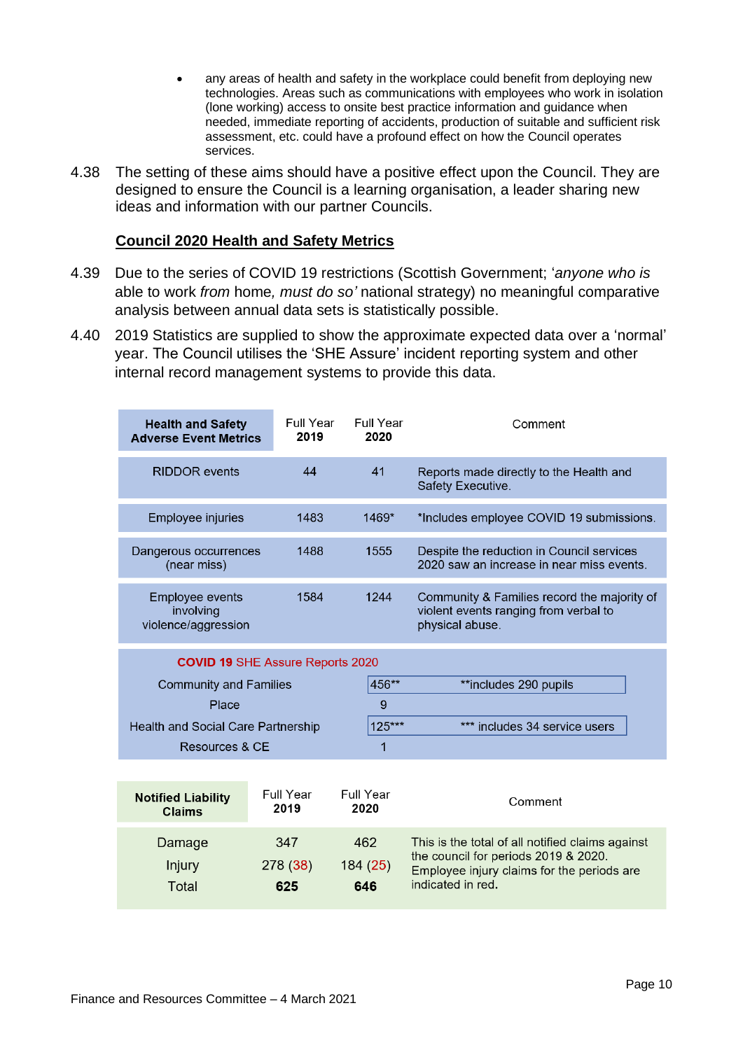- any areas of health and safety in the workplace could benefit from deploying new technologies. Areas such as communications with employees who work in isolation (lone working) access to onsite best practice information and guidance when needed, immediate reporting of accidents, production of suitable and sufficient risk assessment, etc. could have a profound effect on how the Council operates services.

4.38 The setting of these aims should have a positive effect upon the Council. They are designed to ensure the Council is a learning organisation, a leader sharing new ideas and information with our partner Councils.

**Council 2020 Health and Safety Metrics**

4.39 Due to the series of COVID 19 restrictions (Scottish Government; '*anyone who is* able to work *from* home*, must do so'* national strategy) no meaningful comparative analysis between annual data sets is statistically possible.

4.40 2019 Statistics are supplied to show the approximate expected data over a 'normal' year. The Council utilises the 'SHE Assure' incident reporting system and other internal record management systems to provide this data.

| **Health and Safety Adverse Event Metrics** | Full Year **2019** | Full Year **2020** | Comment |
|---|---|---|---|
| RIDDOR events | 44 | 41 | Reports made directly to the Health and Safety Executive. |
| Employee injuries | 1483 | 1469* | *Includes employee COVID 19 submissions. |
| Dangerous occurrences (near miss) | 1488 | 1555 | Despite the reduction in Council services 2020 saw an increase in near miss events. |
| Employee events involving violence/aggression | 1584 | 1244 | Community & Families record the majority of violent events ranging from verbal to physical abuse. |

| **COVID 19** SHE Assure Reports 2020 | | |
|---|---|---|
| Community and Families | 456** | **includes 290 pupils |
| Place | 9 | |
| Health and Social Care Partnership | 125*** | *** includes 34 service users |
| Resources & CE | 1 | |

| **Notified Liability Claims** | Full Year **2019** | Full Year **2020** | Comment |
|---|---|---|---|
| Damage | 347 | 462 | This is the total of all notified claims against the council for periods 2019 & 2020. Employee injury claims for the periods are indicated in red. |
| Injury | 278 (38) | 184 (25) | |
| Total | **625** | **646** | |

Finance and Resources Committee – 4 March 2021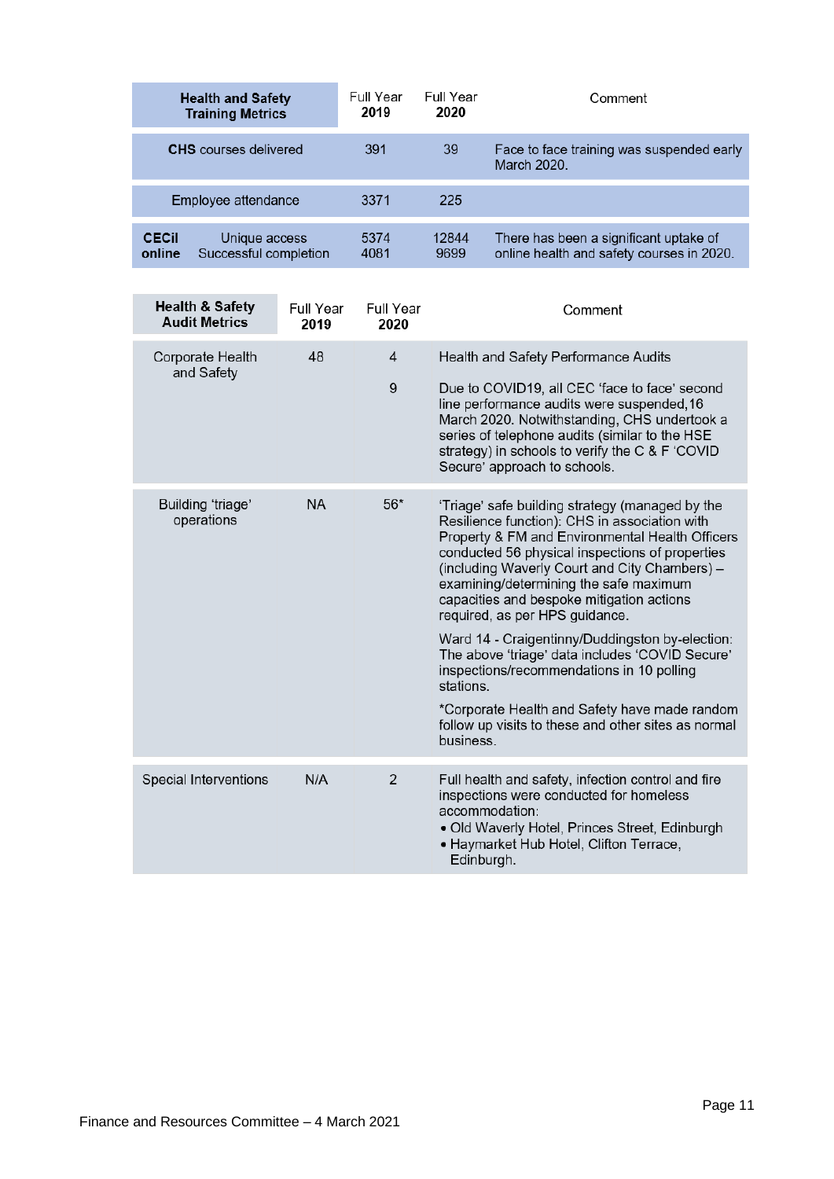| **Health and Safety Training Metrics** | Full Year **2019** | Full Year **2020** | Comment |
|---|---|---|---|
| **CHS** courses delivered | 391 | 39 | Face to face training was suspended early March 2020. |
| Employee attendance | 3371 | 225 | |
| **CECiL online** Unique access<br>Successful completion | 5374<br>4081 | 12844<br>9699 | There has been a significant uptake of online health and safety courses in 2020. |

| **Health & Safety Audit Metrics** | Full Year **2019** | Full Year **2020** | Comment |
|---|---|---|---|
| Corporate Health and Safety | 48 | 4<br><br>9 | Health and Safety Performance Audits<br><br>Due to COVID19, all CEC 'face to face' second line performance audits were suspended,16 March 2020. Notwithstanding, CHS undertook a series of telephone audits (similar to the HSE strategy) in schools to verify the C & F 'COVID Secure' approach to schools. |
| Building 'triage' operations | NA | 56* | 'Triage' safe building strategy (managed by the Resilience function): CHS in association with Property & FM and Environmental Health Officers conducted 56 physical inspections of properties (including Waverly Court and City Chambers) – examining/determining the safe maximum capacities and bespoke mitigation actions required, as per HPS guidance.<br><br>Ward 14 - Craigentinny/Duddingston by-election: The above 'triage' data includes 'COVID Secure' inspections/recommendations in 10 polling stations.<br><br>*Corporate Health and Safety have made random follow up visits to these and other sites as normal business. |
| Special Interventions | N/A | 2 | Full health and safety, infection control and fire inspections were conducted for homeless accommodation:<br>• Old Waverly Hotel, Princes Street, Edinburgh<br>• Haymarket Hub Hotel, Clifton Terrace, Edinburgh. |

Finance and Resources Committee – 4 March 2021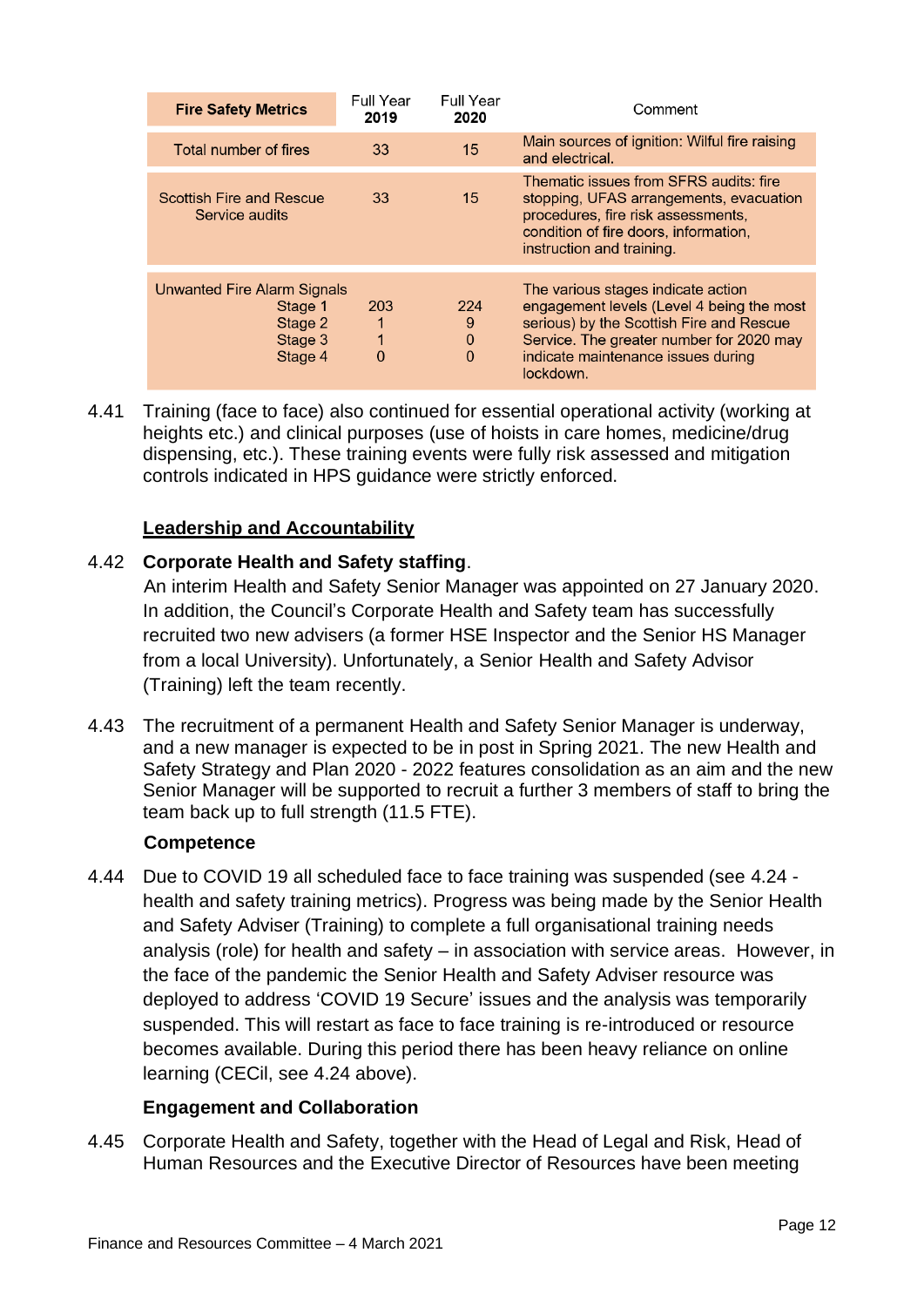| Fire Safety Metrics | Full Year 2019 | Full Year 2020 | Comment |
|---|---|---|---|
| Total number of fires | 33 | 15 | Main sources of ignition: Wilful fire raising and electrical. |
| Scottish Fire and Rescue Service audits | 33 | 15 | Thematic issues from SFRS audits: fire stopping, UFAS arrangements, evacuation procedures, fire risk assessments, condition of fire doors, information, instruction and training. |
| Unwanted Fire Alarm Signals<br>Stage 1<br>Stage 2<br>Stage 3<br>Stage 4 | <br>203<br>1<br>1<br>0 | <br>224<br>9<br>0<br>0 | The various stages indicate action engagement levels (Level 4 being the most serious) by the Scottish Fire and Rescue Service. The greater number for 2020 may indicate maintenance issues during lockdown. |

4.41 Training (face to face) also continued for essential operational activity (working at heights etc.) and clinical purposes (use of hoists in care homes, medicine/drug dispensing, etc.). These training events were fully risk assessed and mitigation controls indicated in HPS guidance were strictly enforced.

**Leadership and Accountability**

4.42 **Corporate Health and Safety staffing**.
An interim Health and Safety Senior Manager was appointed on 27 January 2020. In addition, the Council's Corporate Health and Safety team has successfully recruited two new advisers (a former HSE Inspector and the Senior HS Manager from a local University). Unfortunately, a Senior Health and Safety Advisor (Training) left the team recently.

4.43 The recruitment of a permanent Health and Safety Senior Manager is underway, and a new manager is expected to be in post in Spring 2021. The new Health and Safety Strategy and Plan 2020 - 2022 features consolidation as an aim and the new Senior Manager will be supported to recruit a further 3 members of staff to bring the team back up to full strength (11.5 FTE).

**Competence**

4.44 Due to COVID 19 all scheduled face to face training was suspended (see 4.24 - health and safety training metrics). Progress was being made by the Senior Health and Safety Adviser (Training) to complete a full organisational training needs analysis (role) for health and safety – in association with service areas. However, in the face of the pandemic the Senior Health and Safety Adviser resource was deployed to address 'COVID 19 Secure' issues and the analysis was temporarily suspended. This will restart as face to face training is re-introduced or resource becomes available. During this period there has been heavy reliance on online learning (CECil, see 4.24 above).

**Engagement and Collaboration**

4.45 Corporate Health and Safety, together with the Head of Legal and Risk, Head of Human Resources and the Executive Director of Resources have been meeting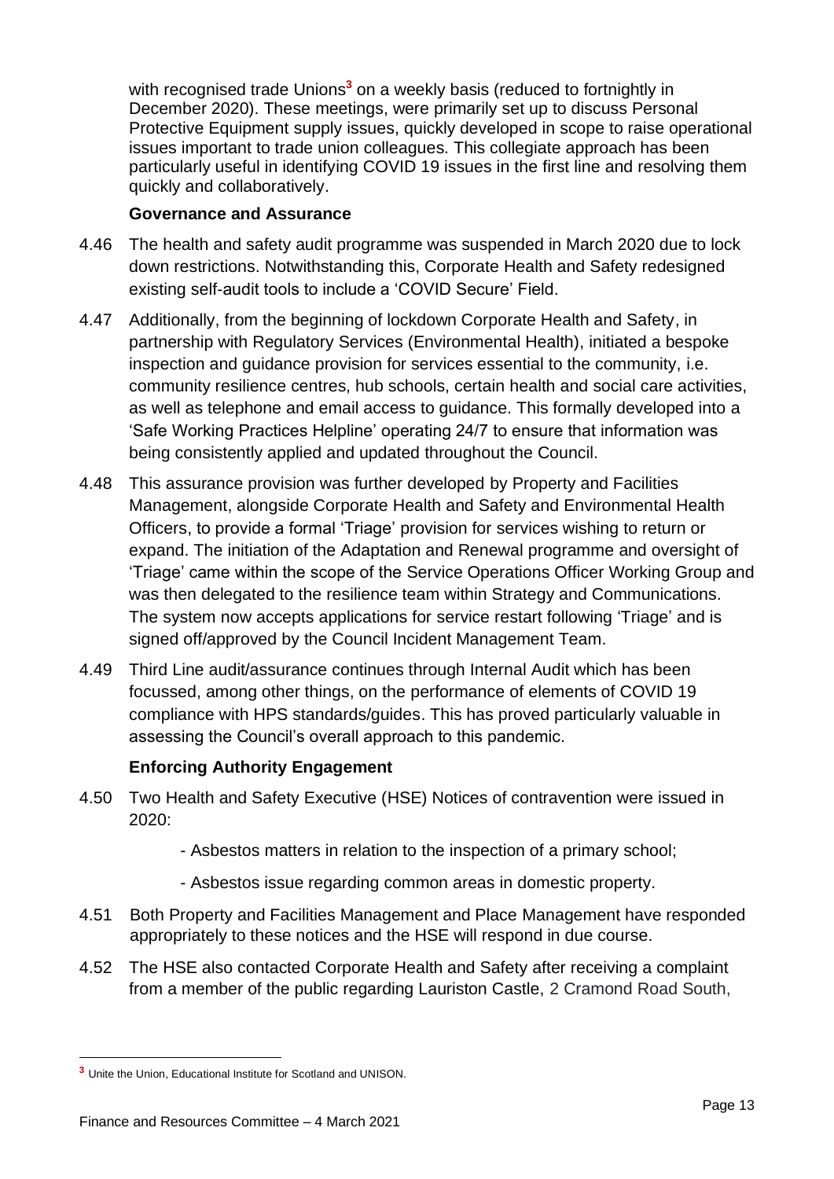with recognised trade Unions[3] on a weekly basis (reduced to fortnightly in December 2020). These meetings, were primarily set up to discuss Personal Protective Equipment supply issues, quickly developed in scope to raise operational issues important to trade union colleagues. This collegiate approach has been particularly useful in identifying COVID 19 issues in the first line and resolving them quickly and collaboratively.

**Governance and Assurance**

4.46 The health and safety audit programme was suspended in March 2020 due to lock down restrictions. Notwithstanding this, Corporate Health and Safety redesigned existing self-audit tools to include a 'COVID Secure' Field.

4.47 Additionally, from the beginning of lockdown Corporate Health and Safety, in partnership with Regulatory Services (Environmental Health), initiated a bespoke inspection and guidance provision for services essential to the community, i.e. community resilience centres, hub schools, certain health and social care activities, as well as telephone and email access to guidance. This formally developed into a 'Safe Working Practices Helpline' operating 24/7 to ensure that information was being consistently applied and updated throughout the Council.

4.48 This assurance provision was further developed by Property and Facilities Management, alongside Corporate Health and Safety and Environmental Health Officers, to provide a formal 'Triage' provision for services wishing to return or expand. The initiation of the Adaptation and Renewal programme and oversight of 'Triage' came within the scope of the Service Operations Officer Working Group and was then delegated to the resilience team within Strategy and Communications. The system now accepts applications for service restart following 'Triage' and is signed off/approved by the Council Incident Management Team.

4.49 Third Line audit/assurance continues through Internal Audit which has been focussed, among other things, on the performance of elements of COVID 19 compliance with HPS standards/guides. This has proved particularly valuable in assessing the Council's overall approach to this pandemic.

**Enforcing Authority Engagement**

4.50 Two Health and Safety Executive (HSE) Notices of contravention were issued in 2020:

- Asbestos matters in relation to the inspection of a primary school;
- Asbestos issue regarding common areas in domestic property.

4.51 Both Property and Facilities Management and Place Management have responded appropriately to these notices and the HSE will respond in due course.

4.52 The HSE also contacted Corporate Health and Safety after receiving a complaint from a member of the public regarding Lauriston Castle, 2 Cramond Road South,

[3] Unite the Union, Educational Institute for Scotland and UNISON.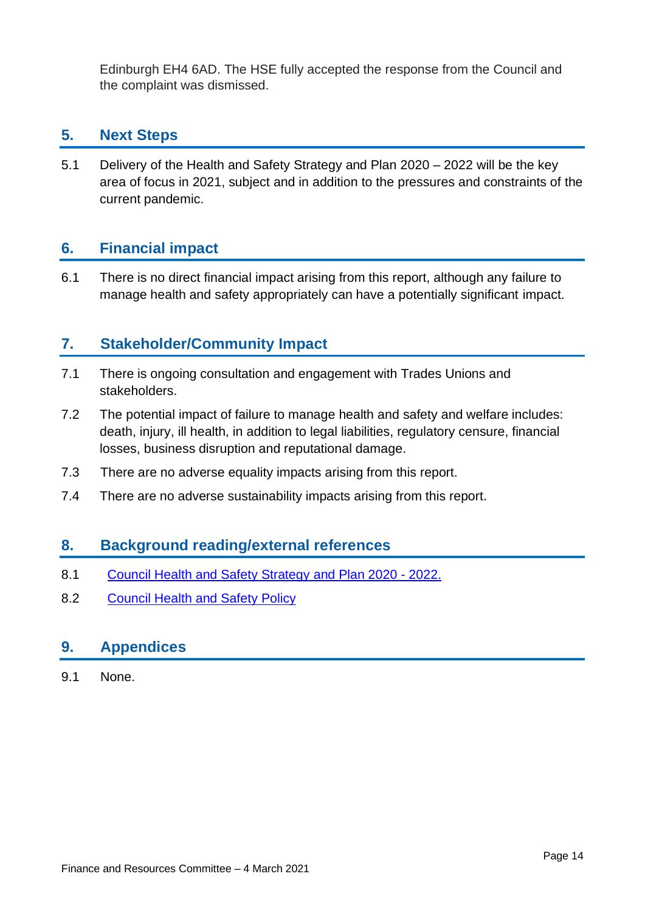Edinburgh EH4 6AD. The HSE fully accepted the response from the Council and the complaint was dismissed.

## 5. Next Steps

5.1 Delivery of the Health and Safety Strategy and Plan 2020 – 2022 will be the key area of focus in 2021, subject and in addition to the pressures and constraints of the current pandemic.

## 6. Financial impact

6.1 There is no direct financial impact arising from this report, although any failure to manage health and safety appropriately can have a potentially significant impact.

## 7. Stakeholder/Community Impact

7.1 There is ongoing consultation and engagement with Trades Unions and stakeholders.

7.2 The potential impact of failure to manage health and safety and welfare includes: death, injury, ill health, in addition to legal liabilities, regulatory censure, financial losses, business disruption and reputational damage.

7.3 There are no adverse equality impacts arising from this report.

7.4 There are no adverse sustainability impacts arising from this report.

## 8. Background reading/external references

8.1 Council Health and Safety Strategy and Plan 2020 - 2022.

8.2 Council Health and Safety Policy

## 9. Appendices

9.1 None.